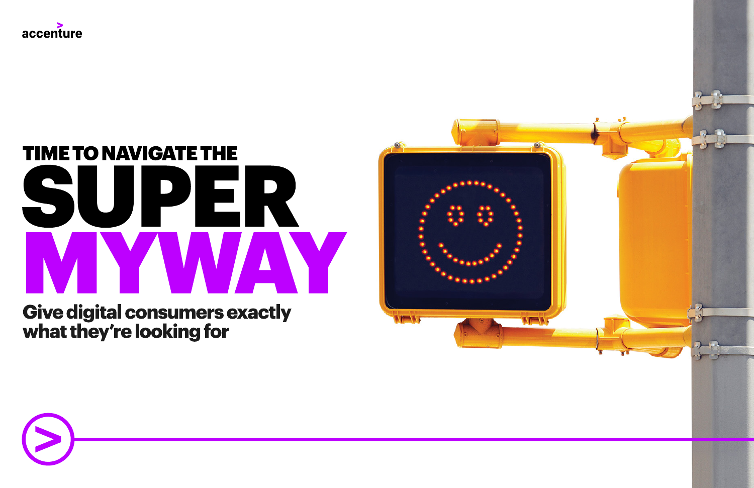accenture

# TIME TO NAVIGATE THE SUPER MYWAY

## Give digital consumers exactly what they're looking for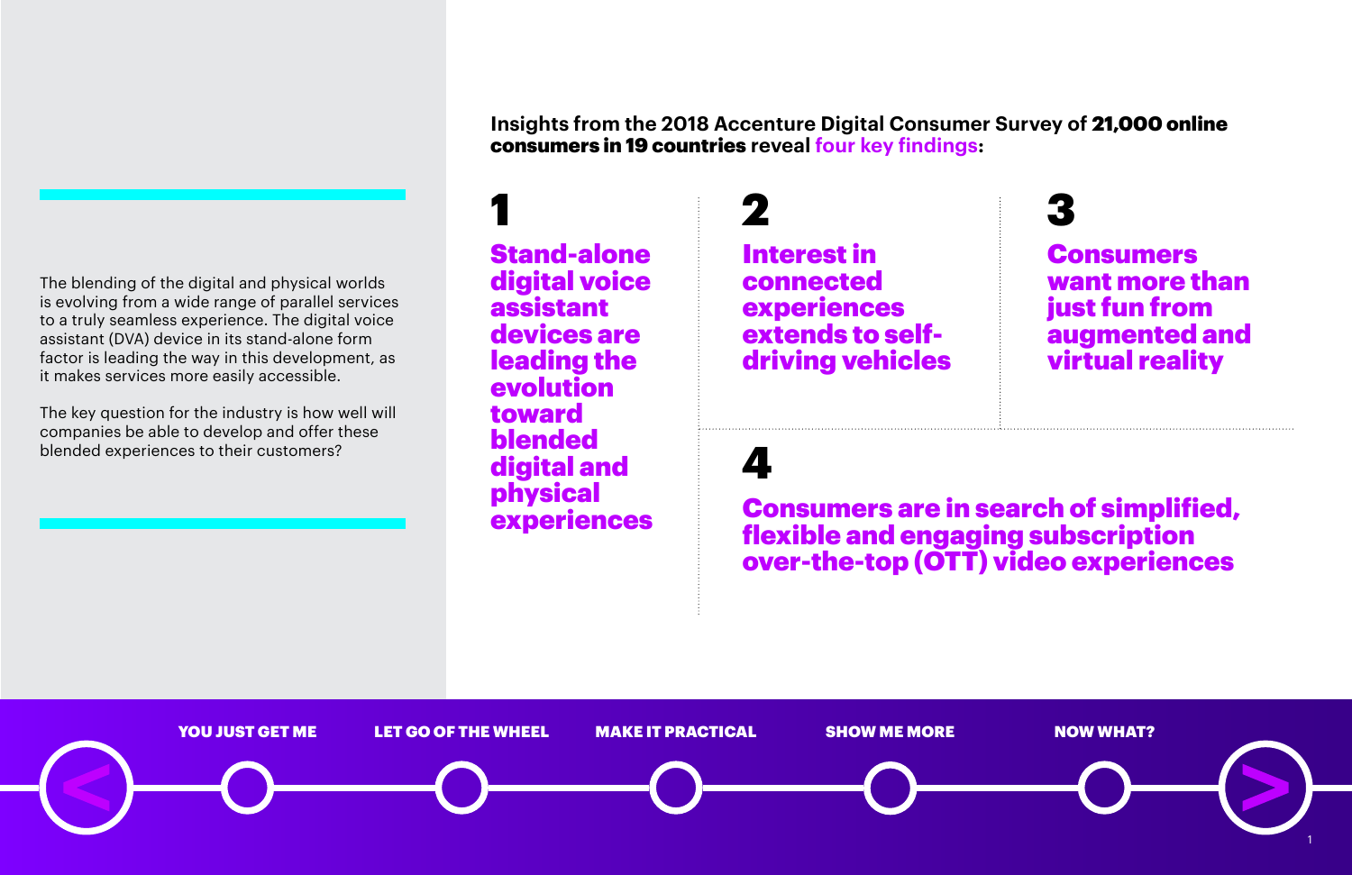The blending of the digital and physical worlds is evolving from a wide range of parallel services to a truly seamless experience. The digital voice assistant (DVA) device in its stand-alone form factor is leading the way in this development, as it makes services more easily accessible.

The key question for the industry is how well will companies be able to develop and offer these blended experiences to their customers?

**Insights from the 2018 Accenture Digital Consumer Survey of 21,000 online consumers in 19 countries reveal four key findings:**

## 1
**Stand-alone digital voice assistant devices are leading the evolution toward blended digital and physical experiences**

## 2
**Interest in connected experiences extends to self-driving vehicles**

## 3
**Consumers want more than just fun from augmented and virtual reality**

## 4
**Consumers are in search of simplified, flexible and engaging subscription over-the-top (OTT) video experiences**

YOU JUST GET ME | LET GO OF THE WHEEL | MAKE IT PRACTICAL | SHOW ME MORE | NOW WHAT?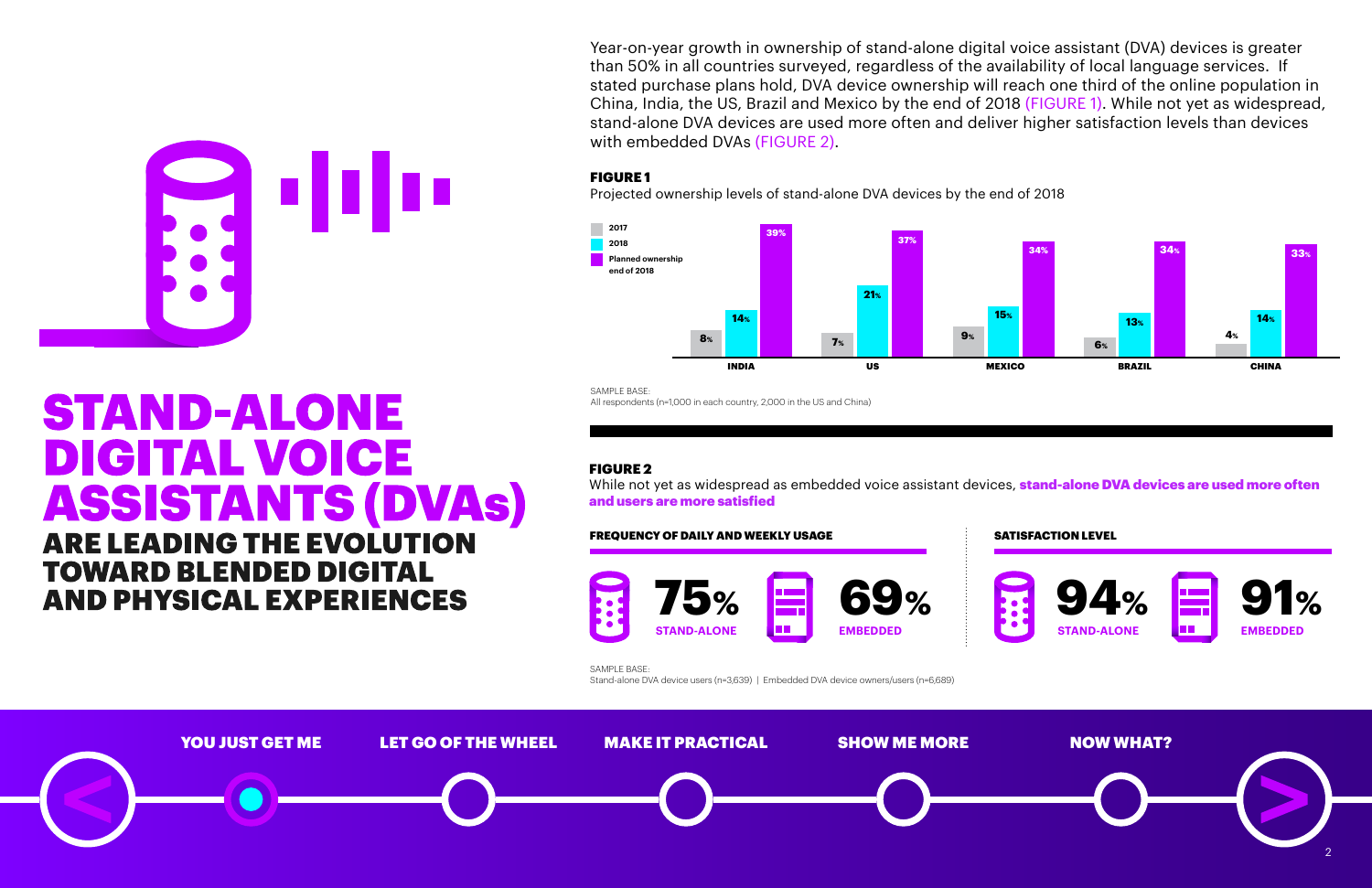# STAND-ALONE DIGITAL VOICE ASSISTANTS (DVAs)

## ARE LEADING THE EVOLUTION TOWARD BLENDED DIGITAL AND PHYSICAL EXPERIENCES

Year-on-year growth in ownership of stand-alone digital voice assistant (DVA) devices is greater than 50% in all countries surveyed, regardless of the availability of local language services. If stated purchase plans hold, DVA device ownership will reach one third of the online population in China, India, the US, Brazil and Mexico by the end of 2018 (FIGURE 1). While not yet as widespread, stand-alone DVA devices are used more often and deliver higher satisfaction levels than devices with embedded DVAs (FIGURE 2).

**FIGURE 1**

Projected ownership levels of stand-alone DVA devices by the end of 2018

| | 2017 | 2018 | Planned ownership end of 2018 |
|---|---|---|---|
| INDIA | 8% | 14% | 39% |
| US | 7% | 21% | 37% |
| MEXICO | 9% | 15% | 34% |
| BRAZIL | 6% | 13% | 34% |
| CHINA | 4% | 14% | 33% |

SAMPLE BASE:
All respondents (n=1,000 in each country, 2,000 in the US and China)

**FIGURE 2**

While not yet as widespread as embedded voice assistant devices, **stand-alone DVA devices are used more often and users are more satisfied**

**FREQUENCY OF DAILY AND WEEKLY USAGE**

| STAND-ALONE | EMBEDDED |
|---|---|
| 75% | 69% |

**SATISFACTION LEVEL**

| STAND-ALONE | EMBEDDED |
|---|---|
| 94% | 91% |

SAMPLE BASE:
Stand-alone DVA device users (n=3,639) | Embedded DVA device owners/users (n=6,689)

YOU JUST GET ME | LET GO OF THE WHEEL | MAKE IT PRACTICAL | SHOW ME MORE | NOW WHAT?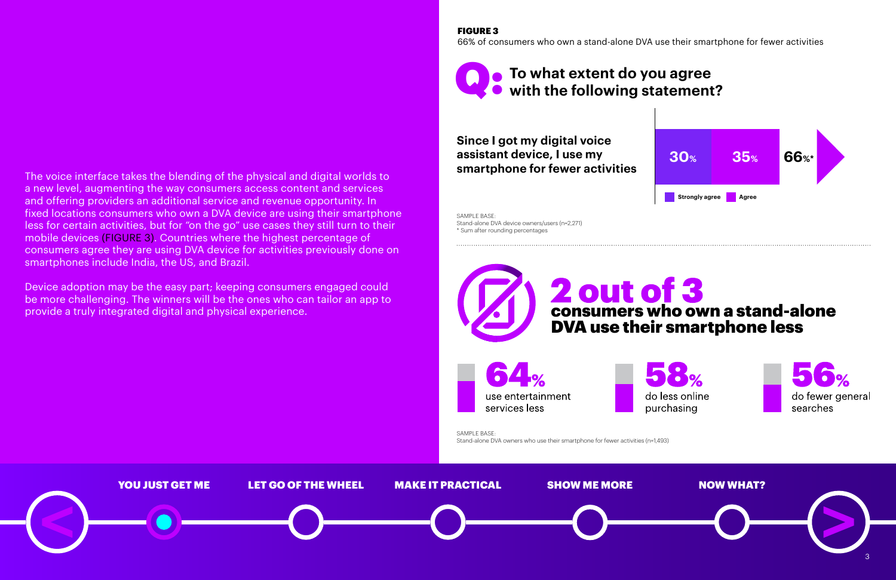The voice interface takes the blending of the physical and digital worlds to a new level, augmenting the way consumers access content and services and offering providers an additional service and revenue opportunity. In fixed locations consumers who own a DVA device are using their smartphone less for certain activities, but for "on the go" use cases they still turn to their mobile devices (FIGURE 3). Countries where the highest percentage of consumers agree they are using DVA device for activities previously done on smartphones include India, the US, and Brazil.

Device adoption may be the easy part; keeping consumers engaged could be more challenging. The winners will be the ones who can tailor an app to provide a truly integrated digital and physical experience.

**FIGURE 3**

66% of consumers who own a stand-alone DVA use their smartphone for fewer activities

## Q: To what extent do you agree with the following statement?

**Since I got my digital voice assistant device, I use my smartphone for fewer activities**

| Strongly agree | Agree | Total |
|---|---|---|
| 30% | 35% | 66%* |

SAMPLE BASE:
Stand-alone DVA device owners/users (n=2,271)
\* Sum after rounding percentages

## 2 out of 3 consumers who own a stand-alone DVA use their smartphone less

- **64%** use entertainment services less
- **58%** do less online purchasing
- **56%** do fewer general searches

SAMPLE BASE:
Stand-alone DVA owners who use their smartphone for fewer activities (n=1,493)

YOU JUST GET ME | LET GO OF THE WHEEL | MAKE IT PRACTICAL | SHOW ME MORE | NOW WHAT?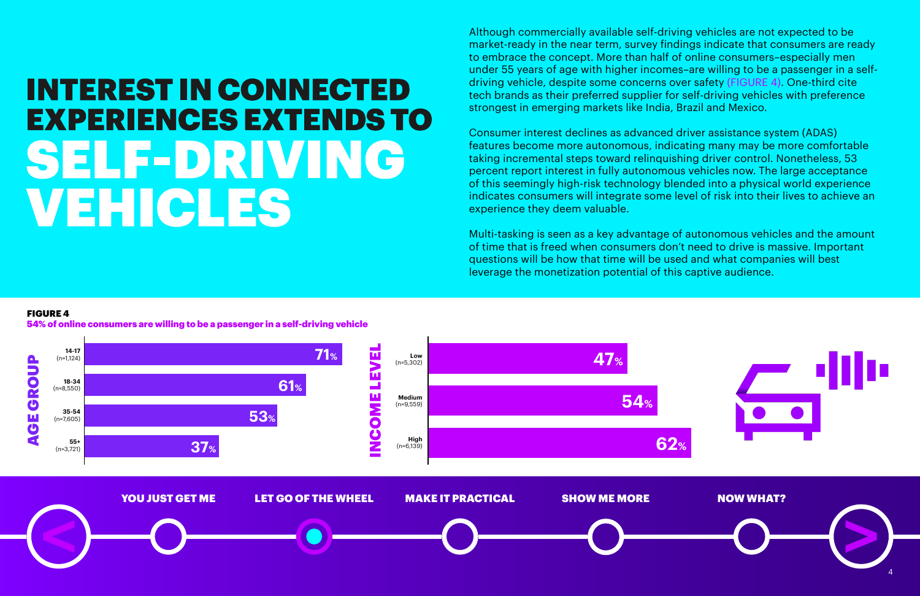# INTEREST IN CONNECTED EXPERIENCES EXTENDS TO SELF-DRIVING VEHICLES

Although commercially available self-driving vehicles are not expected to be market-ready in the near term, survey findings indicate that consumers are ready to embrace the concept. More than half of online consumers–especially men under 55 years of age with higher incomes–are willing to be a passenger in a self-driving vehicle, despite some concerns over safety (FIGURE 4). One-third cite tech brands as their preferred supplier for self-driving vehicles with preference strongest in emerging markets like India, Brazil and Mexico.

Consumer interest declines as advanced driver assistance system (ADAS) features become more autonomous, indicating many may be more comfortable taking incremental steps toward relinquishing driver control. Nonetheless, 53 percent report interest in fully autonomous vehicles now. The large acceptance of this seemingly high-risk technology blended into a physical world experience indicates consumers will integrate some level of risk into their lives to achieve an experience they deem valuable.

Multi-tasking is seen as a key advantage of autonomous vehicles and the amount of time that is freed when consumers don't need to drive is massive. Important questions will be how that time will be used and what companies will best leverage the monetization potential of this captive audience.

**FIGURE 4**
**54% of online consumers are willing to be a passenger in a self-driving vehicle**

| Age group | % |
|---|---|
| 14-17 (n=1,124) | 71% |
| 18-34 (n=8,550) | 61% |
| 35-54 (n=7,605) | 53% |
| 55+ (n=3,721) | 37% |

| Income level | % |
|---|---|
| Low (n=5,302) | 47% |
| Medium (n=9,559) | 54% |
| High (n=6,139) | 62% |

YOU JUST GET ME | LET GO OF THE WHEEL | MAKE IT PRACTICAL | SHOW ME MORE | NOW WHAT?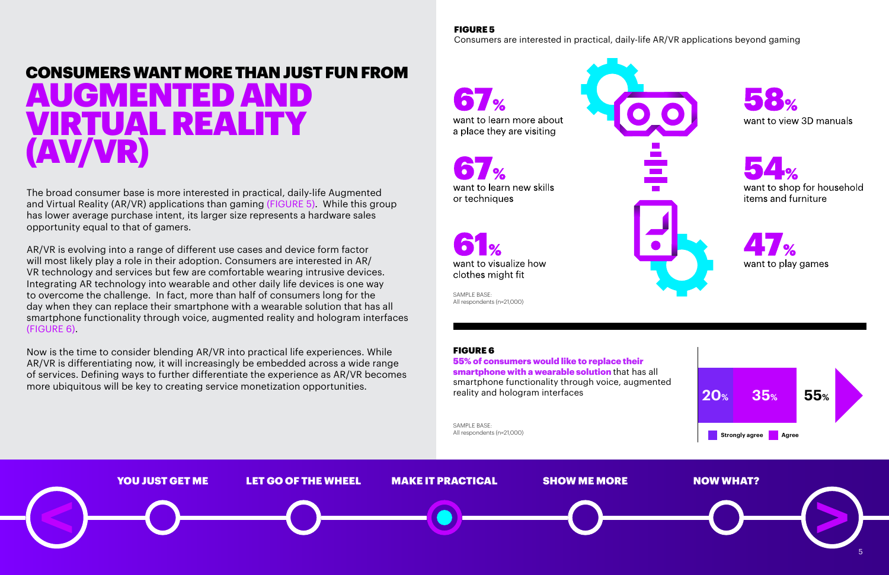# CONSUMERS WANT MORE THAN JUST FUN FROM AUGMENTED AND VIRTUAL REALITY (AV/VR)

The broad consumer base is more interested in practical, daily-life Augmented and Virtual Reality (AR/VR) applications than gaming (FIGURE 5). While this group has lower average purchase intent, its larger size represents a hardware sales opportunity equal to that of gamers.

AR/VR is evolving into a range of different use cases and device form factor will most likely play a role in their adoption. Consumers are interested in AR/VR technology and services but few are comfortable wearing intrusive devices. Integrating AR technology into wearable and other daily life devices is one way to overcome the challenge. In fact, more than half of consumers long for the day when they can replace their smartphone with a wearable solution that has all smartphone functionality through voice, augmented reality and hologram interfaces (FIGURE 6).

Now is the time to consider blending AR/VR into practical life experiences. While AR/VR is differentiating now, it will increasingly be embedded across a wide range of services. Defining ways to further differentiate the experience as AR/VR becomes more ubiquitous will be key to creating service monetization opportunities.

**FIGURE 5**
Consumers are interested in practical, daily-life AR/VR applications beyond gaming

**67%** want to learn more about a place they are visiting

**67%** want to learn new skills or techniques

**61%** want to visualize how clothes might fit

**58%** want to view 3D manuals

**54%** want to shop for household items and furniture

**47%** want to play games

SAMPLE BASE:
All respondents (n=21,000)

**FIGURE 6**
**55% of consumers would like to replace their smartphone with a wearable solution** that has all smartphone functionality through voice, augmented reality and hologram interfaces

| Strongly agree | Agree | Total |
|---|---|---|
| 20% | 35% | 55% |

SAMPLE BASE:
All respondents (n=21,000)

YOU JUST GET ME | LET GO OF THE WHEEL | MAKE IT PRACTICAL | SHOW ME MORE | NOW WHAT?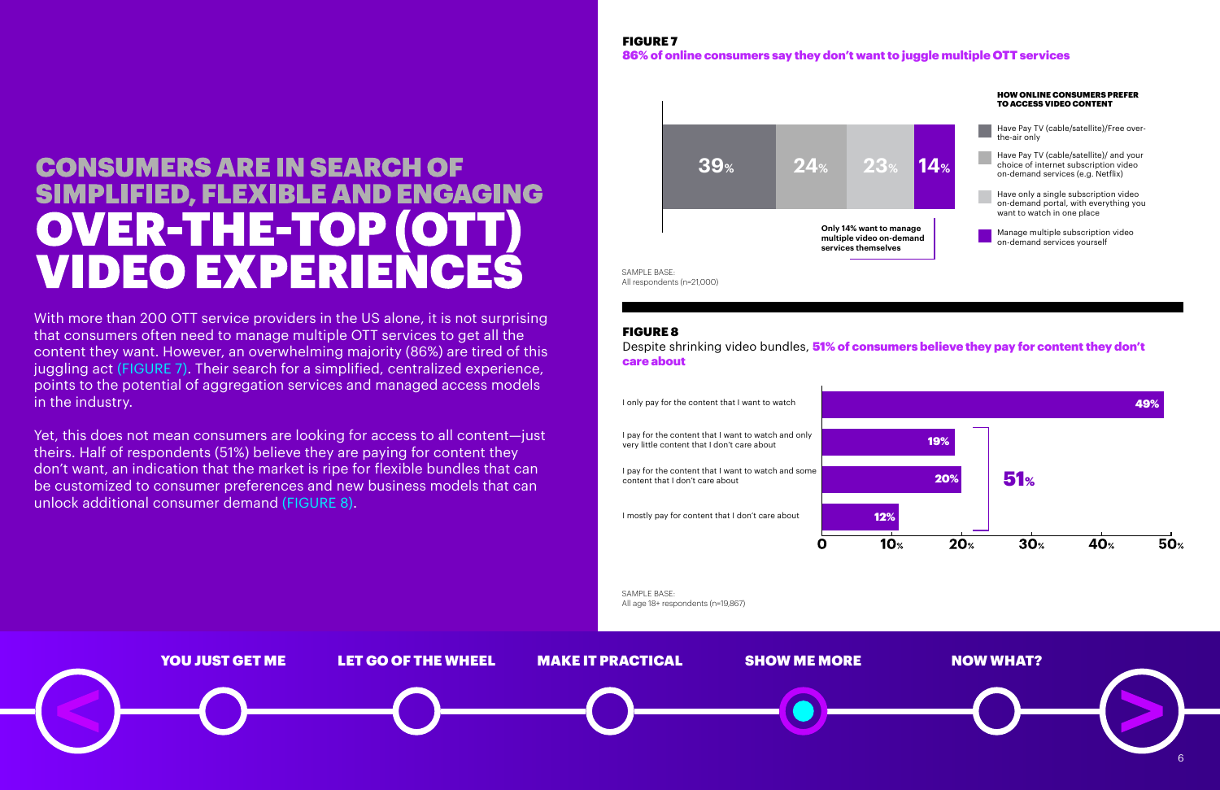# CONSUMERS ARE IN SEARCH OF SIMPLIFIED, FLEXIBLE AND ENGAGING OVER-THE-TOP (OTT) VIDEO EXPERIENCES

With more than 200 OTT service providers in the US alone, it is not surprising that consumers often need to manage multiple OTT services to get all the content they want. However, an overwhelming majority (86%) are tired of this juggling act (FIGURE 7). Their search for a simplified, centralized experience, points to the potential of aggregation services and managed access models in the industry.

Yet, this does not mean consumers are looking for access to all content—just theirs. Half of respondents (51%) believe they are paying for content they don't want, an indication that the market is ripe for flexible bundles that can be customized to consumer preferences and new business models that can unlock additional consumer demand (FIGURE 8).

**FIGURE 7**
**86% of online consumers say they don't want to juggle multiple OTT services**

**HOW ONLINE CONSUMERS PREFER TO ACCESS VIDEO CONTENT**

| Preference | % |
|---|---|
| Have Pay TV (cable/satellite)/Free over-the-air only | 39% |
| Have Pay TV (cable/satellite)/ and your choice of internet subscription video on-demand services (e.g. Netflix) | 24% |
| Have only a single subscription video on-demand portal, with everything you want to watch in one place | 23% |
| Manage multiple subscription video on-demand services yourself | 14% |

Only 14% want to manage multiple video on-demand services themselves

SAMPLE BASE:
All respondents (n=21,000)

**FIGURE 8**
Despite shrinking video bundles, **51% of consumers believe they pay for content they don't care about**

| Statement | % |
|---|---|
| I only pay for the content that I want to watch | 49% |
| I pay for the content that I want to watch and only very little content that I don't care about | 19% |
| I pay for the content that I want to watch and some content that I don't care about | 20% |
| I mostly pay for content that I don't care about | 12% |

51% (combined)

SAMPLE BASE:
All age 18+ respondents (n=19,867)

YOU JUST GET ME | LET GO OF THE WHEEL | MAKE IT PRACTICAL | SHOW ME MORE | NOW WHAT?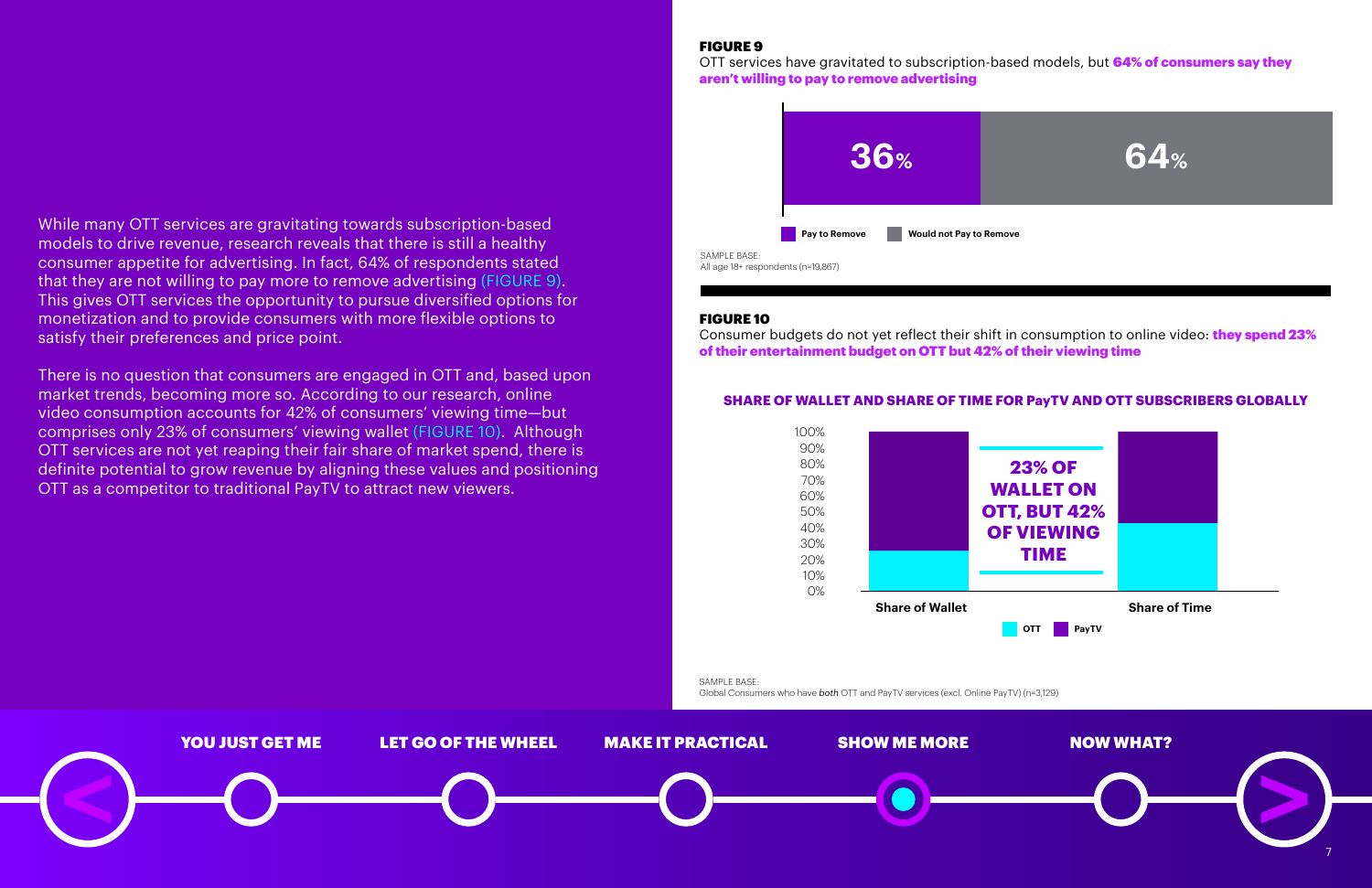While many OTT services are gravitating towards subscription-based models to drive revenue, research reveals that there is still a healthy consumer appetite for advertising. In fact, 64% of respondents stated that they are not willing to pay more to remove advertising (FIGURE 9). This gives OTT services the opportunity to pursue diversified options for monetization and to provide consumers with more flexible options to satisfy their preferences and price point.

There is no question that consumers are engaged in OTT and, based upon market trends, becoming more so. According to our research, online video consumption accounts for 42% of consumers' viewing time—but comprises only 23% of consumers' viewing wallet (FIGURE 10). Although OTT services are not yet reaping their fair share of market spend, there is definite potential to grow revenue by aligning these values and positioning OTT as a competitor to traditional PayTV to attract new viewers.

**FIGURE 9**

OTT services have gravitated to subscription-based models, but **64% of consumers say they aren't willing to pay to remove advertising**

| Pay to Remove | Would not Pay to Remove |
| --- | --- |
| 36% | 64% |

SAMPLE BASE:
All age 18+ respondents (n=19,867)

**FIGURE 10**

Consumer budgets do not yet reflect their shift in consumption to online video: **they spend 23% of their entertainment budget on OTT but 42% of their viewing time**

**SHARE OF WALLET AND SHARE OF TIME FOR PayTV AND OTT SUBSCRIBERS GLOBALLY**

| | OTT | PayTV |
| --- | --- | --- |
| Share of Wallet | 23% | 77% |
| Share of Time | 42% | 58% |

**23% OF WALLET ON OTT, BUT 42% OF VIEWING TIME**

SAMPLE BASE:
Global Consumers who have *both* OTT and PayTV services (excl. Online PayTV) (n=3,129)

YOU JUST GET ME | LET GO OF THE WHEEL | MAKE IT PRACTICAL | SHOW ME MORE | NOW WHAT?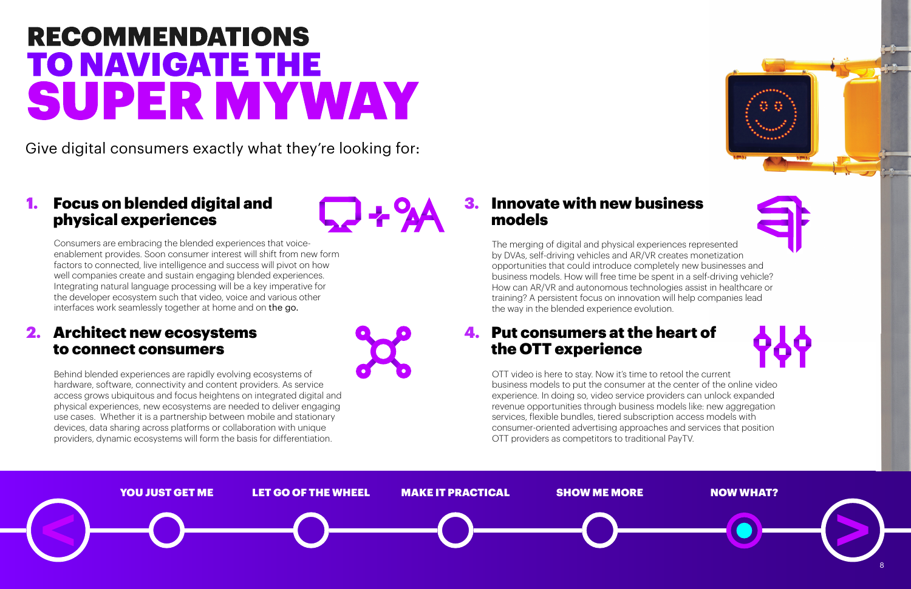# RECOMMENDATIONS TO NAVIGATE THE SUPER MYWAY

Give digital consumers exactly what they're looking for:

## 1. Focus on blended digital and physical experiences

Consumers are embracing the blended experiences that voice-enablement provides. Soon consumer interest will shift from new form factors to connected, live intelligence and success will pivot on how well companies create and sustain engaging blended experiences. Integrating natural language processing will be a key imperative for the developer ecosystem such that video, voice and various other interfaces work seamlessly together at home and on the go.

## 2. Architect new ecosystems to connect consumers

Behind blended experiences are rapidly evolving ecosystems of hardware, software, connectivity and content providers. As service access grows ubiquitous and focus heightens on integrated digital and physical experiences, new ecosystems are needed to deliver engaging use cases. Whether it is a partnership between mobile and stationary devices, data sharing across platforms or collaboration with unique providers, dynamic ecosystems will form the basis for differentiation.

## 3. Innovate with new business models

The merging of digital and physical experiences represented by DVAs, self-driving vehicles and AR/VR creates monetization opportunities that could introduce completely new businesses and business models. How will free time be spent in a self-driving vehicle? How can AR/VR and autonomous technologies assist in healthcare or training? A persistent focus on innovation will help companies lead the way in the blended experience evolution.

## 4. Put consumers at the heart of the OTT experience

OTT video is here to stay. Now it's time to retool the current business models to put the consumer at the center of the online video experience. In doing so, video service providers can unlock expanded revenue opportunities through business models like: new aggregation services, flexible bundles, tiered subscription access models with consumer-oriented advertising approaches and services that position OTT providers as competitors to traditional PayTV.

YOU JUST GET ME | LET GO OF THE WHEEL | MAKE IT PRACTICAL | SHOW ME MORE | NOW WHAT?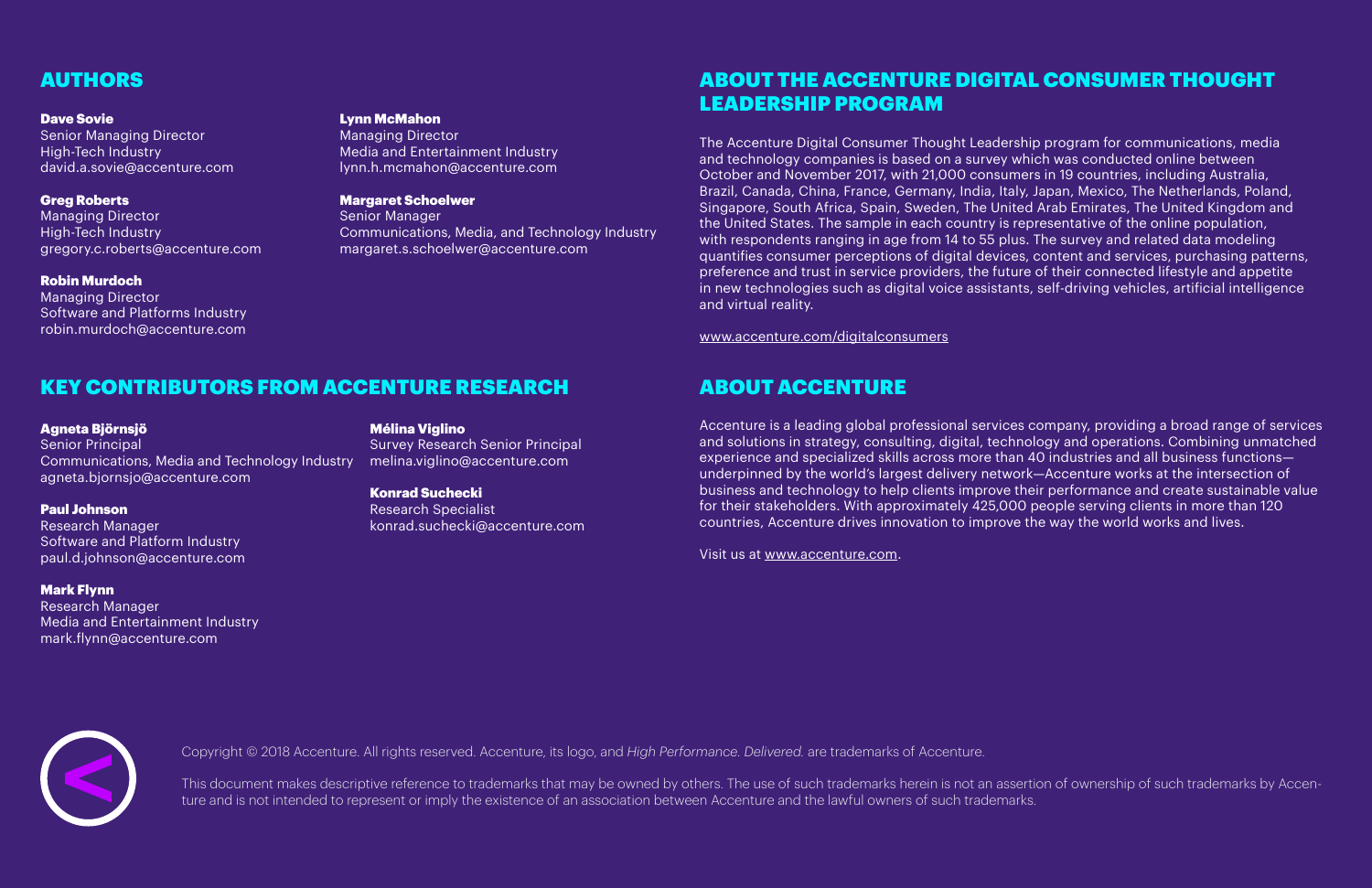## AUTHORS

**Dave Sovie**
Senior Managing Director
High-Tech Industry
david.a.sovie@accenture.com

**Greg Roberts**
Managing Director
High-Tech Industry
gregory.c.roberts@accenture.com

**Robin Murdoch**
Managing Director
Software and Platforms Industry
robin.murdoch@accenture.com

**Lynn McMahon**
Managing Director
Media and Entertainment Industry
lynn.h.mcmahon@accenture.com

**Margaret Schoelwer**
Senior Manager
Communications, Media, and Technology Industry
margaret.s.schoelwer@accenture.com

## KEY CONTRIBUTORS FROM ACCENTURE RESEARCH

**Agneta Björnsjö**
Senior Principal
Communications, Media and Technology Industry
agneta.bjornsjo@accenture.com

**Paul Johnson**
Research Manager
Software and Platform Industry
paul.d.johnson@accenture.com

**Mark Flynn**
Research Manager
Media and Entertainment Industry
mark.flynn@accenture.com

**Mélina Viglino**
Survey Research Senior Principal
melina.viglino@accenture.com

**Konrad Suchecki**
Research Specialist
konrad.suchecki@accenture.com

## ABOUT THE ACCENTURE DIGITAL CONSUMER THOUGHT LEADERSHIP PROGRAM

The Accenture Digital Consumer Thought Leadership program for communications, media and technology companies is based on a survey which was conducted online between October and November 2017, with 21,000 consumers in 19 countries, including Australia, Brazil, Canada, China, France, Germany, India, Italy, Japan, Mexico, The Netherlands, Poland, Singapore, South Africa, Spain, Sweden, The United Arab Emirates, The United Kingdom and the United States. The sample in each country is representative of the online population, with respondents ranging in age from 14 to 55 plus. The survey and related data modeling quantifies consumer perceptions of digital devices, content and services, purchasing patterns, preference and trust in service providers, the future of their connected lifestyle and appetite in new technologies such as digital voice assistants, self-driving vehicles, artificial intelligence and virtual reality.

www.accenture.com/digitalconsumers

## ABOUT ACCENTURE

Accenture is a leading global professional services company, providing a broad range of services and solutions in strategy, consulting, digital, technology and operations. Combining unmatched experience and specialized skills across more than 40 industries and all business functions—underpinned by the world's largest delivery network—Accenture works at the intersection of business and technology to help clients improve their performance and create sustainable value for their stakeholders. With approximately 425,000 people serving clients in more than 120 countries, Accenture drives innovation to improve the way the world works and lives.

Visit us at www.accenture.com.

Copyright © 2018 Accenture. All rights reserved. Accenture, its logo, and *High Performance. Delivered.* are trademarks of Accenture.

This document makes descriptive reference to trademarks that may be owned by others. The use of such trademarks herein is not an assertion of ownership of such trademarks by Accenture and is not intended to represent or imply the existence of an association between Accenture and the lawful owners of such trademarks.